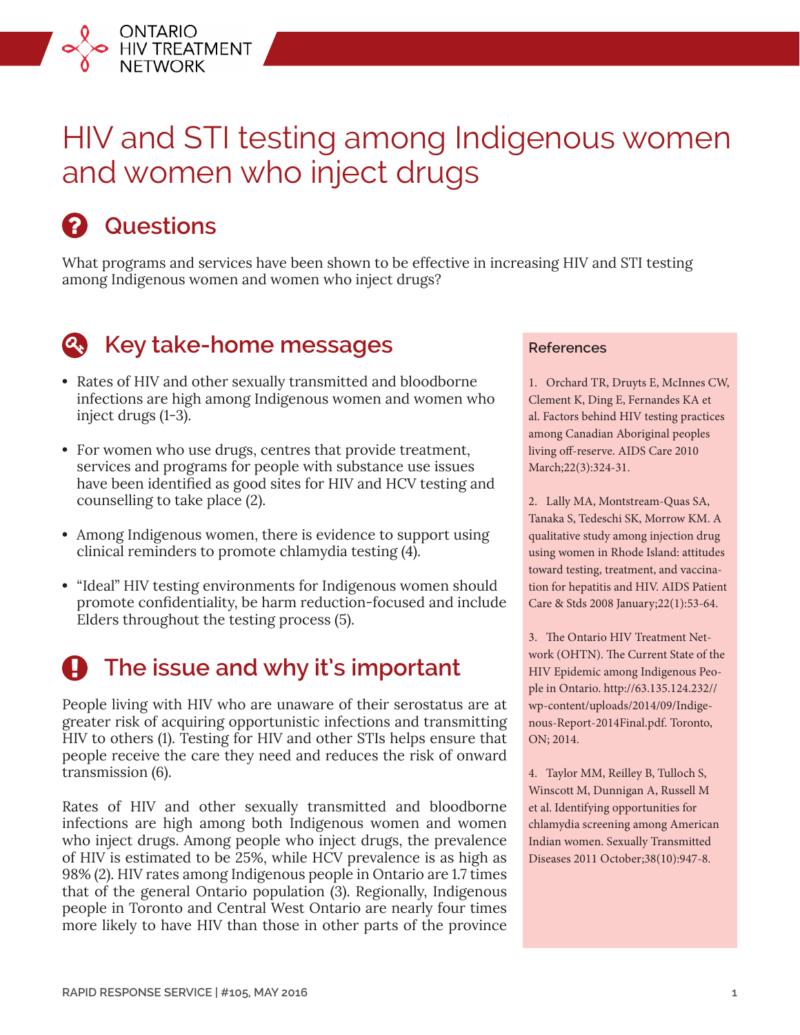ONTARIO HIV TREATMENT NETWORK

# HIV and STI testing among Indigenous women and women who inject drugs

## Questions

What programs and services have been shown to be effective in increasing HIV and STI testing among Indigenous women and women who inject drugs?

## Key take-home messages

- Rates of HIV and other sexually transmitted and bloodborne infections are high among Indigenous women and women who inject drugs (1-3).
- For women who use drugs, centres that provide treatment, services and programs for people with substance use issues have been identified as good sites for HIV and HCV testing and counselling to take place (2).
- Among Indigenous women, there is evidence to support using clinical reminders to promote chlamydia testing (4).
- "Ideal" HIV testing environments for Indigenous women should promote confidentiality, be harm reduction-focused and include Elders throughout the testing process (5).

## The issue and why it's important

People living with HIV who are unaware of their serostatus are at greater risk of acquiring opportunistic infections and transmitting HIV to others (1). Testing for HIV and other STIs helps ensure that people receive the care they need and reduces the risk of onward transmission (6).

Rates of HIV and other sexually transmitted and bloodborne infections are high among both Indigenous women and women who inject drugs. Among people who inject drugs, the prevalence of HIV is estimated to be 25%, while HCV prevalence is as high as 98% (2). HIV rates among Indigenous people in Ontario are 1.7 times that of the general Ontario population (3). Regionally, Indigenous people in Toronto and Central West Ontario are nearly four times more likely to have HIV than those in other parts of the province

### References

1. Orchard TR, Druyts E, McInnes CW, Clement K, Ding E, Fernandes KA et al. Factors behind HIV testing practices among Canadian Aboriginal peoples living off-reserve. AIDS Care 2010 March;22(3):324-31.

2. Lally MA, Montstream-Quas SA, Tanaka S, Tedeschi SK, Morrow KM. A qualitative study among injection drug using women in Rhode Island: attitudes toward testing, treatment, and vaccination for hepatitis and HIV. AIDS Patient Care & Stds 2008 January;22(1):53-64.

3. The Ontario HIV Treatment Network (OHTN). The Current State of the HIV Epidemic among Indigenous People in Ontario. http://63.135.124.232//wp-content/uploads/2014/09/Indigenous-Report-2014Final.pdf. Toronto, ON; 2014.

4. Taylor MM, Reilley B, Tulloch S, Winscott M, Dunnigan A, Russell M et al. Identifying opportunities for chlamydia screening among American Indian women. Sexually Transmitted Diseases 2011 October;38(10):947-8.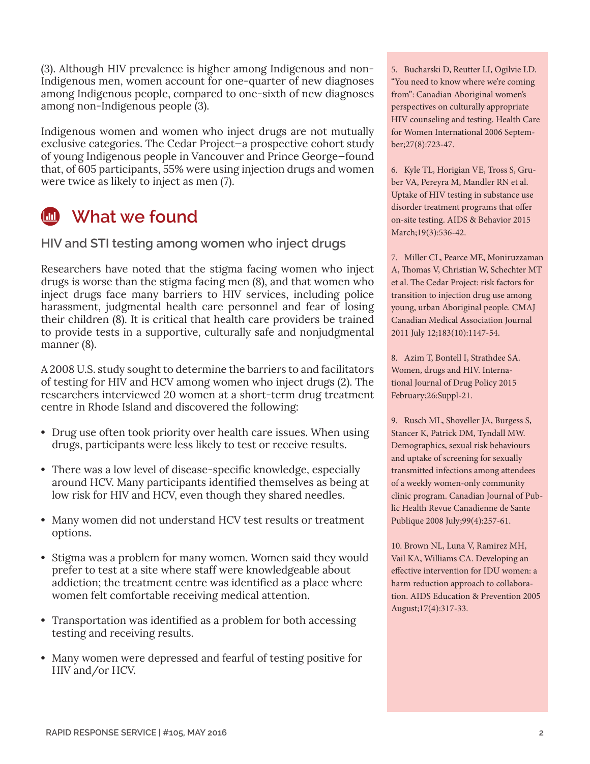(3). Although HIV prevalence is higher among Indigenous and non-Indigenous men, women account for one-quarter of new diagnoses among Indigenous people, compared to one-sixth of new diagnoses among non-Indigenous people (3).

Indigenous women and women who inject drugs are not mutually exclusive categories. The Cedar Project—a prospective cohort study of young Indigenous people in Vancouver and Prince George—found that, of 605 participants, 55% were using injection drugs and women were twice as likely to inject as men (7).

## What we found

### HIV and STI testing among women who inject drugs

Researchers have noted that the stigma facing women who inject drugs is worse than the stigma facing men (8), and that women who inject drugs face many barriers to HIV services, including police harassment, judgmental health care personnel and fear of losing their children (8). It is critical that health care providers be trained to provide tests in a supportive, culturally safe and nonjudgmental manner (8).

A 2008 U.S. study sought to determine the barriers to and facilitators of testing for HIV and HCV among women who inject drugs (2). The researchers interviewed 20 women at a short-term drug treatment centre in Rhode Island and discovered the following:

- Drug use often took priority over health care issues. When using drugs, participants were less likely to test or receive results.
- There was a low level of disease-specific knowledge, especially around HCV. Many participants identified themselves as being at low risk for HIV and HCV, even though they shared needles.
- Many women did not understand HCV test results or treatment options.
- Stigma was a problem for many women. Women said they would prefer to test at a site where staff were knowledgeable about addiction; the treatment centre was identified as a place where women felt comfortable receiving medical attention.
- Transportation was identified as a problem for both accessing testing and receiving results.
- Many women were depressed and fearful of testing positive for HIV and/or HCV.

5. Bucharski D, Reutter LI, Ogilvie LD. "You need to know where we're coming from": Canadian Aboriginal women's perspectives on culturally appropriate HIV counseling and testing. Health Care for Women International 2006 September;27(8):723-47.

6. Kyle TL, Horigian VE, Tross S, Gruber VA, Pereyra M, Mandler RN et al. Uptake of HIV testing in substance use disorder treatment programs that offer on-site testing. AIDS & Behavior 2015 March;19(3):536-42.

7. Miller CL, Pearce ME, Moniruzzaman A, Thomas V, Christian W, Schechter MT et al. The Cedar Project: risk factors for transition to injection drug use among young, urban Aboriginal people. CMAJ Canadian Medical Association Journal 2011 July 12;183(10):1147-54.

8. Azim T, Bontell I, Strathdee SA. Women, drugs and HIV. International Journal of Drug Policy 2015 February;26:Suppl-21.

9. Rusch ML, Shoveller JA, Burgess S, Stancer K, Patrick DM, Tyndall MW. Demographics, sexual risk behaviours and uptake of screening for sexually transmitted infections among attendees of a weekly women-only community clinic program. Canadian Journal of Public Health Revue Canadienne de Sante Publique 2008 July;99(4):257-61.

10. Brown NL, Luna V, Ramirez MH, Vail KA, Williams CA. Developing an effective intervention for IDU women: a harm reduction approach to collaboration. AIDS Education & Prevention 2005 August;17(4):317-33.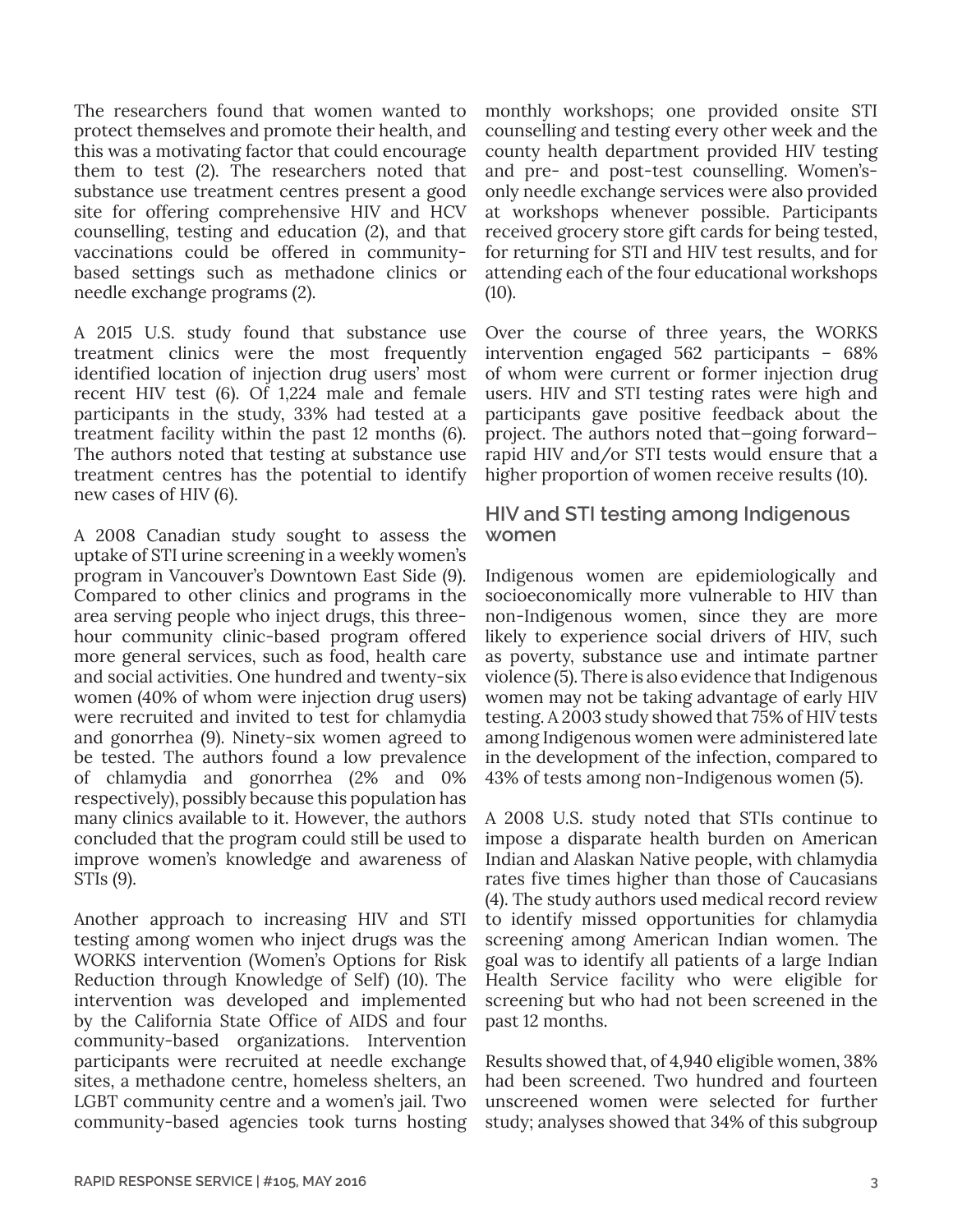The researchers found that women wanted to protect themselves and promote their health, and this was a motivating factor that could encourage them to test (2). The researchers noted that substance use treatment centres present a good site for offering comprehensive HIV and HCV counselling, testing and education (2), and that vaccinations could be offered in community-based settings such as methadone clinics or needle exchange programs (2).

A 2015 U.S. study found that substance use treatment clinics were the most frequently identified location of injection drug users' most recent HIV test (6). Of 1,224 male and female participants in the study, 33% had tested at a treatment facility within the past 12 months (6). The authors noted that testing at substance use treatment centres has the potential to identify new cases of HIV (6).

A 2008 Canadian study sought to assess the uptake of STI urine screening in a weekly women's program in Vancouver's Downtown East Side (9). Compared to other clinics and programs in the area serving people who inject drugs, this three-hour community clinic-based program offered more general services, such as food, health care and social activities. One hundred and twenty-six women (40% of whom were injection drug users) were recruited and invited to test for chlamydia and gonorrhea (9). Ninety-six women agreed to be tested. The authors found a low prevalence of chlamydia and gonorrhea (2% and 0% respectively), possibly because this population has many clinics available to it. However, the authors concluded that the program could still be used to improve women's knowledge and awareness of STIs (9).

Another approach to increasing HIV and STI testing among women who inject drugs was the WORKS intervention (Women's Options for Risk Reduction through Knowledge of Self) (10). The intervention was developed and implemented by the California State Office of AIDS and four community-based organizations. Intervention participants were recruited at needle exchange sites, a methadone centre, homeless shelters, an LGBT community centre and a women's jail. Two community-based agencies took turns hosting monthly workshops; one provided onsite STI counselling and testing every other week and the county health department provided HIV testing and pre- and post-test counselling. Women's-only needle exchange services were also provided at workshops whenever possible. Participants received grocery store gift cards for being tested, for returning for STI and HIV test results, and for attending each of the four educational workshops (10).

Over the course of three years, the WORKS intervention engaged 562 participants – 68% of whom were current or former injection drug users. HIV and STI testing rates were high and participants gave positive feedback about the project. The authors noted that—going forward—rapid HIV and/or STI tests would ensure that a higher proportion of women receive results (10).

## HIV and STI testing among Indigenous women

Indigenous women are epidemiologically and socioeconomically more vulnerable to HIV than non-Indigenous women, since they are more likely to experience social drivers of HIV, such as poverty, substance use and intimate partner violence (5). There is also evidence that Indigenous women may not be taking advantage of early HIV testing. A 2003 study showed that 75% of HIV tests among Indigenous women were administered late in the development of the infection, compared to 43% of tests among non-Indigenous women (5).

A 2008 U.S. study noted that STIs continue to impose a disparate health burden on American Indian and Alaskan Native people, with chlamydia rates five times higher than those of Caucasians (4). The study authors used medical record review to identify missed opportunities for chlamydia screening among American Indian women. The goal was to identify all patients of a large Indian Health Service facility who were eligible for screening but who had not been screened in the past 12 months.

Results showed that, of 4,940 eligible women, 38% had been screened. Two hundred and fourteen unscreened women were selected for further study; analyses showed that 34% of this subgroup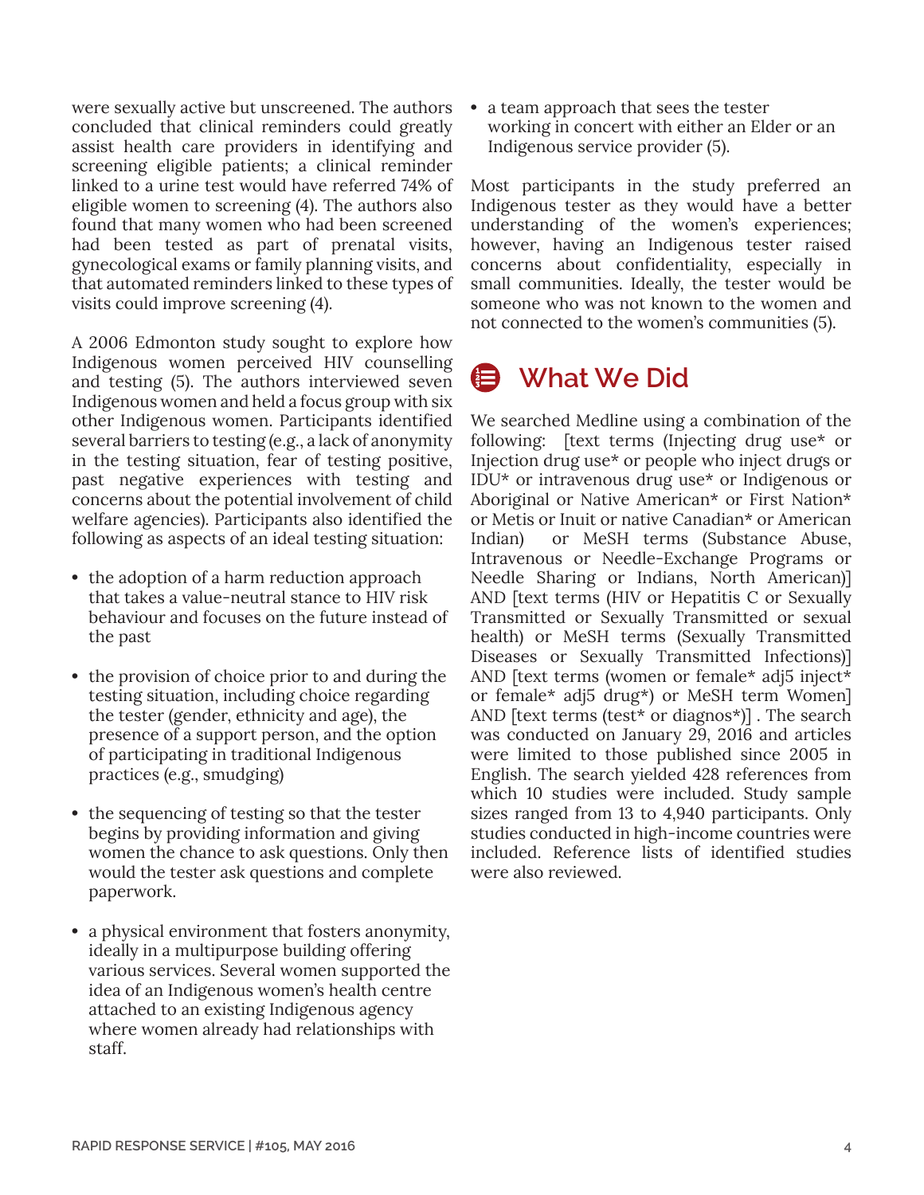were sexually active but unscreened. The authors concluded that clinical reminders could greatly assist health care providers in identifying and screening eligible patients; a clinical reminder linked to a urine test would have referred 74% of eligible women to screening (4). The authors also found that many women who had been screened had been tested as part of prenatal visits, gynecological exams or family planning visits, and that automated reminders linked to these types of visits could improve screening (4).

A 2006 Edmonton study sought to explore how Indigenous women perceived HIV counselling and testing (5). The authors interviewed seven Indigenous women and held a focus group with six other Indigenous women. Participants identified several barriers to testing (e.g., a lack of anonymity in the testing situation, fear of testing positive, past negative experiences with testing and concerns about the potential involvement of child welfare agencies). Participants also identified the following as aspects of an ideal testing situation:

- the adoption of a harm reduction approach that takes a value-neutral stance to HIV risk behaviour and focuses on the future instead of the past
- the provision of choice prior to and during the testing situation, including choice regarding the tester (gender, ethnicity and age), the presence of a support person, and the option of participating in traditional Indigenous practices (e.g., smudging)
- the sequencing of testing so that the tester begins by providing information and giving women the chance to ask questions. Only then would the tester ask questions and complete paperwork.
- a physical environment that fosters anonymity, ideally in a multipurpose building offering various services. Several women supported the idea of an Indigenous women's health centre attached to an existing Indigenous agency where women already had relationships with staff.
- a team approach that sees the tester working in concert with either an Elder or an Indigenous service provider (5).

Most participants in the study preferred an Indigenous tester as they would have a better understanding of the women's experiences; however, having an Indigenous tester raised concerns about confidentiality, especially in small communities. Ideally, the tester would be someone who was not known to the women and not connected to the women's communities (5).

## What We Did

We searched Medline using a combination of the following: [text terms (Injecting drug use* or Injection drug use* or people who inject drugs or IDU* or intravenous drug use* or Indigenous or Aboriginal or Native American* or First Nation* or Metis or Inuit or native Canadian* or American Indian) or MeSH terms (Substance Abuse, Intravenous or Needle-Exchange Programs or Needle Sharing or Indians, North American)] AND [text terms (HIV or Hepatitis C or Sexually Transmitted or Sexually Transmitted or sexual health) or MeSH terms (Sexually Transmitted Diseases or Sexually Transmitted Infections)] AND [text terms (women or female* adj5 inject* or female* adj5 drug*) or MeSH term Women] AND [text terms (test* or diagnos*)] . The search was conducted on January 29, 2016 and articles were limited to those published since 2005 in English. The search yielded 428 references from which 10 studies were included. Study sample sizes ranged from 13 to 4,940 participants. Only studies conducted in high-income countries were included. Reference lists of identified studies were also reviewed.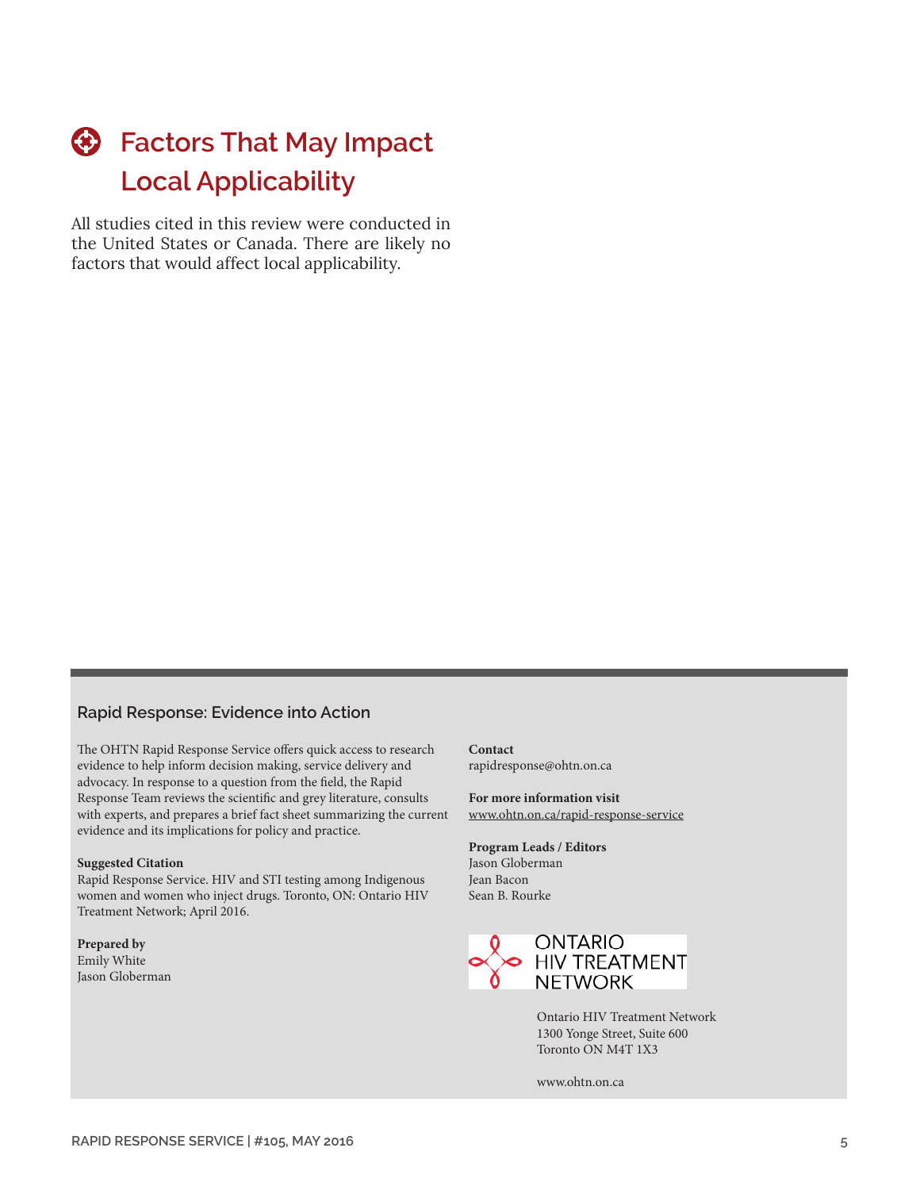## Factors That May Impact Local Applicability

All studies cited in this review were conducted in the United States or Canada. There are likely no factors that would affect local applicability.

### Rapid Response: Evidence into Action

The OHTN Rapid Response Service offers quick access to research evidence to help inform decision making, service delivery and advocacy. In response to a question from the field, the Rapid Response Team reviews the scientific and grey literature, consults with experts, and prepares a brief fact sheet summarizing the current evidence and its implications for policy and practice.

**Suggested Citation**
Rapid Response Service. HIV and STI testing among Indigenous women and women who inject drugs. Toronto, ON: Ontario HIV Treatment Network; April 2016.

**Prepared by**
Emily White
Jason Globerman

**Contact**
rapidresponse@ohtn.on.ca

**For more information visit**
www.ohtn.on.ca/rapid-response-service

**Program Leads / Editors**
Jason Globerman
Jean Bacon
Sean B. Rourke

ONTARIO HIV TREATMENT NETWORK

Ontario HIV Treatment Network
1300 Yonge Street, Suite 600
Toronto ON M4T 1X3

www.ohtn.on.ca